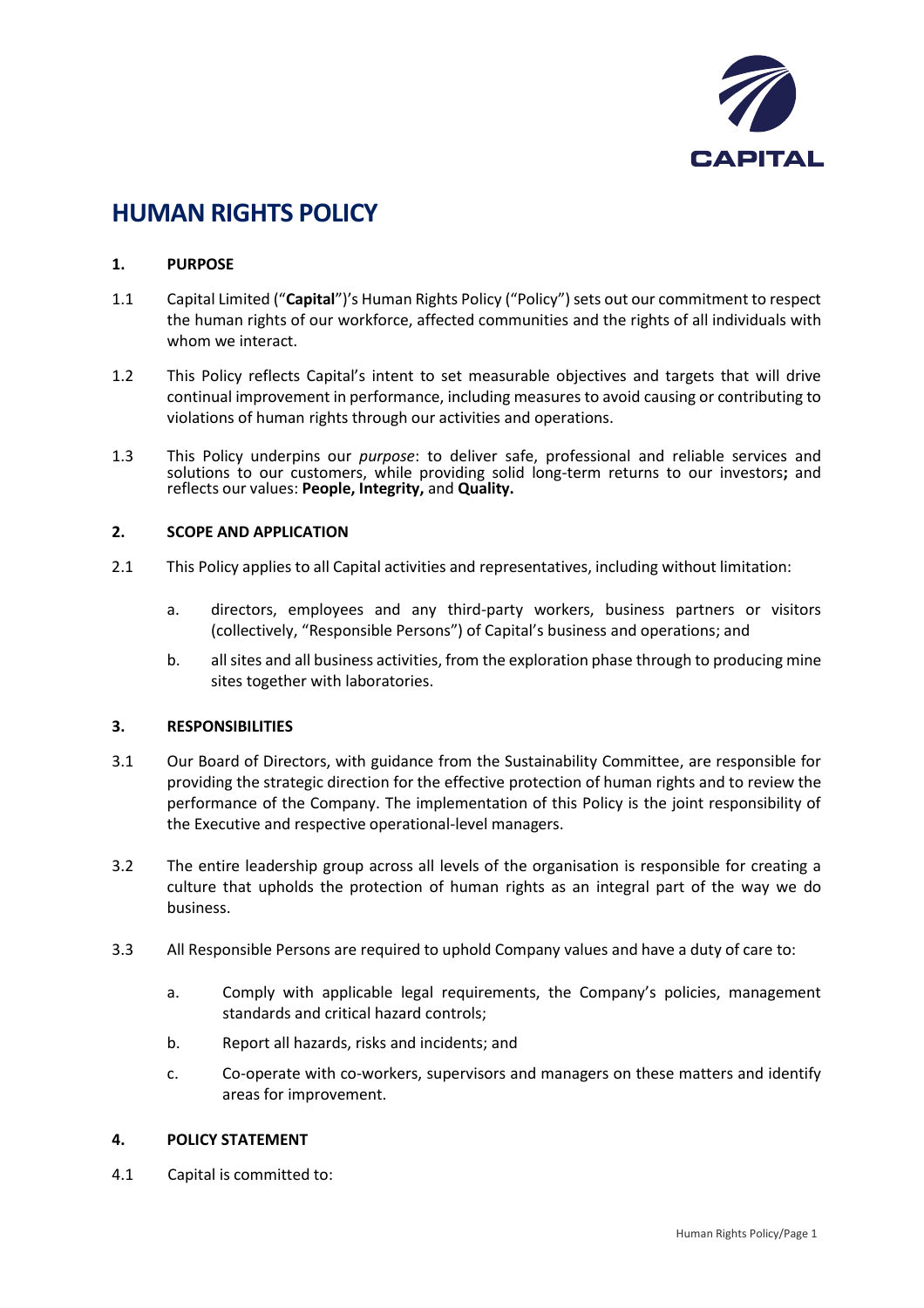# HUMAN RIGHTS POLICY

## 1. PURPOSE

1.1 Capital Limited ("**Capital**")'s Human Rights Policy ("Policy") sets out our commitment to respect the human rights of our workforce, affected communities and the rights of all individuals with whom we interact.

1.2 This Policy reflects Capital's intent to set measurable objectives and targets that will drive continual improvement in performance, including measures to avoid causing or contributing to violations of human rights through our activities and operations.

1.3 This Policy underpins our *purpose*: to deliver safe, professional and reliable services and solutions to our customers, while providing solid long-term returns to our investors**;** and reflects our values: **People, Integrity,** and **Quality.**

## 2. SCOPE AND APPLICATION

2.1 This Policy applies to all Capital activities and representatives, including without limitation:

a. directors, employees and any third-party workers, business partners or visitors (collectively, "Responsible Persons") of Capital's business and operations; and

b. all sites and all business activities, from the exploration phase through to producing mine sites together with laboratories.

## 3. RESPONSIBILITIES

3.1 Our Board of Directors, with guidance from the Sustainability Committee, are responsible for providing the strategic direction for the effective protection of human rights and to review the performance of the Company. The implementation of this Policy is the joint responsibility of the Executive and respective operational-level managers.

3.2 The entire leadership group across all levels of the organisation is responsible for creating a culture that upholds the protection of human rights as an integral part of the way we do business.

3.3 All Responsible Persons are required to uphold Company values and have a duty of care to:

a. Comply with applicable legal requirements, the Company's policies, management standards and critical hazard controls;

b. Report all hazards, risks and incidents; and

c. Co-operate with co-workers, supervisors and managers on these matters and identify areas for improvement.

## 4. POLICY STATEMENT

4.1 Capital is committed to: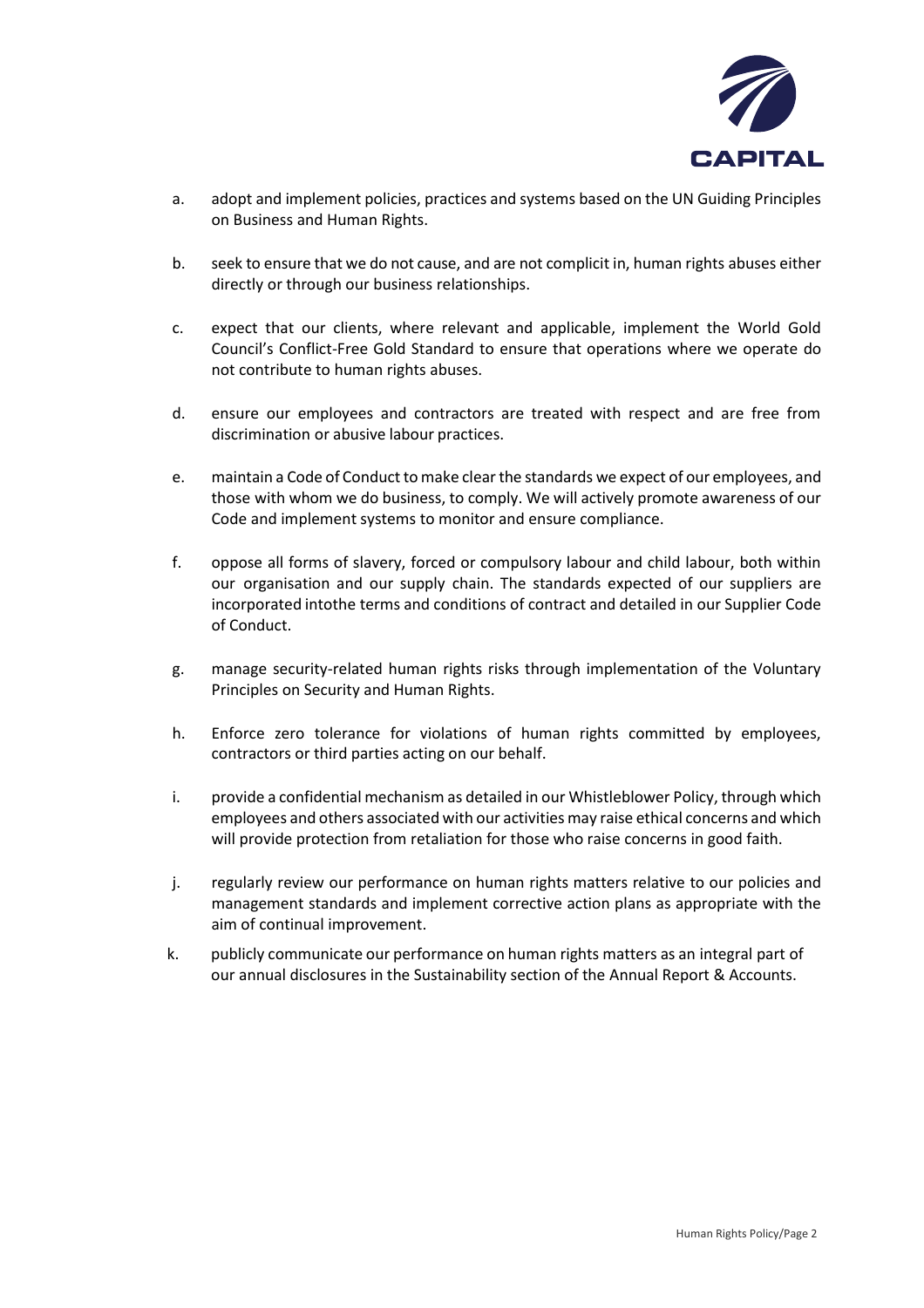a. adopt and implement policies, practices and systems based on the UN Guiding Principles on Business and Human Rights.

b. seek to ensure that we do not cause, and are not complicit in, human rights abuses either directly or through our business relationships.

c. expect that our clients, where relevant and applicable, implement the World Gold Council's Conflict-Free Gold Standard to ensure that operations where we operate do not contribute to human rights abuses.

d. ensure our employees and contractors are treated with respect and are free from discrimination or abusive labour practices.

e. maintain a Code of Conduct to make clear the standards we expect of our employees, and those with whom we do business, to comply. We will actively promote awareness of our Code and implement systems to monitor and ensure compliance.

f. oppose all forms of slavery, forced or compulsory labour and child labour, both within our organisation and our supply chain. The standards expected of our suppliers are incorporated intothe terms and conditions of contract and detailed in our Supplier Code of Conduct.

g. manage security-related human rights risks through implementation of the Voluntary Principles on Security and Human Rights.

h. Enforce zero tolerance for violations of human rights committed by employees, contractors or third parties acting on our behalf.

i. provide a confidential mechanism as detailed in our Whistleblower Policy, through which employees and others associated with our activities may raise ethical concerns and which will provide protection from retaliation for those who raise concerns in good faith.

j. regularly review our performance on human rights matters relative to our policies and management standards and implement corrective action plans as appropriate with the aim of continual improvement.

k. publicly communicate our performance on human rights matters as an integral part of our annual disclosures in the Sustainability section of the Annual Report & Accounts.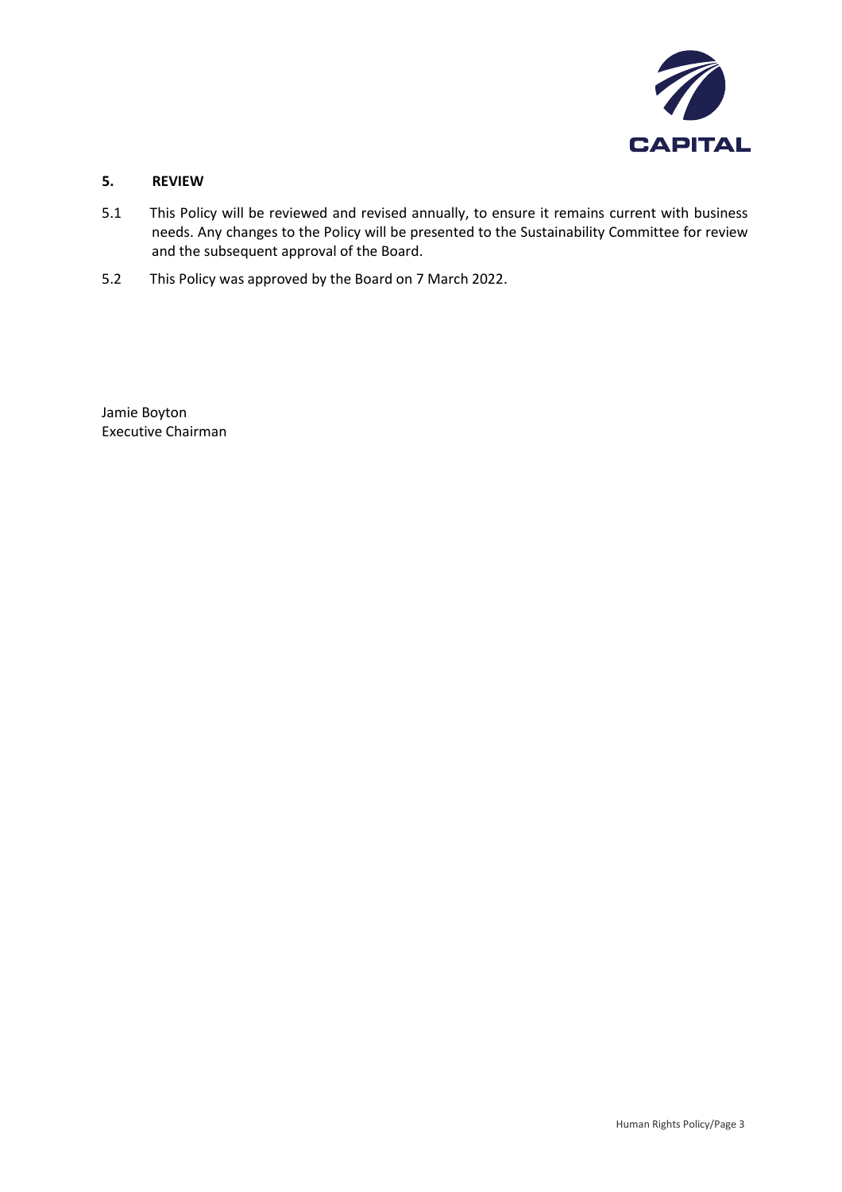## 5. REVIEW

5.1 This Policy will be reviewed and revised annually, to ensure it remains current with business needs. Any changes to the Policy will be presented to the Sustainability Committee for review and the subsequent approval of the Board.

5.2 This Policy was approved by the Board on 7 March 2022.

Jamie Boyton
Executive Chairman